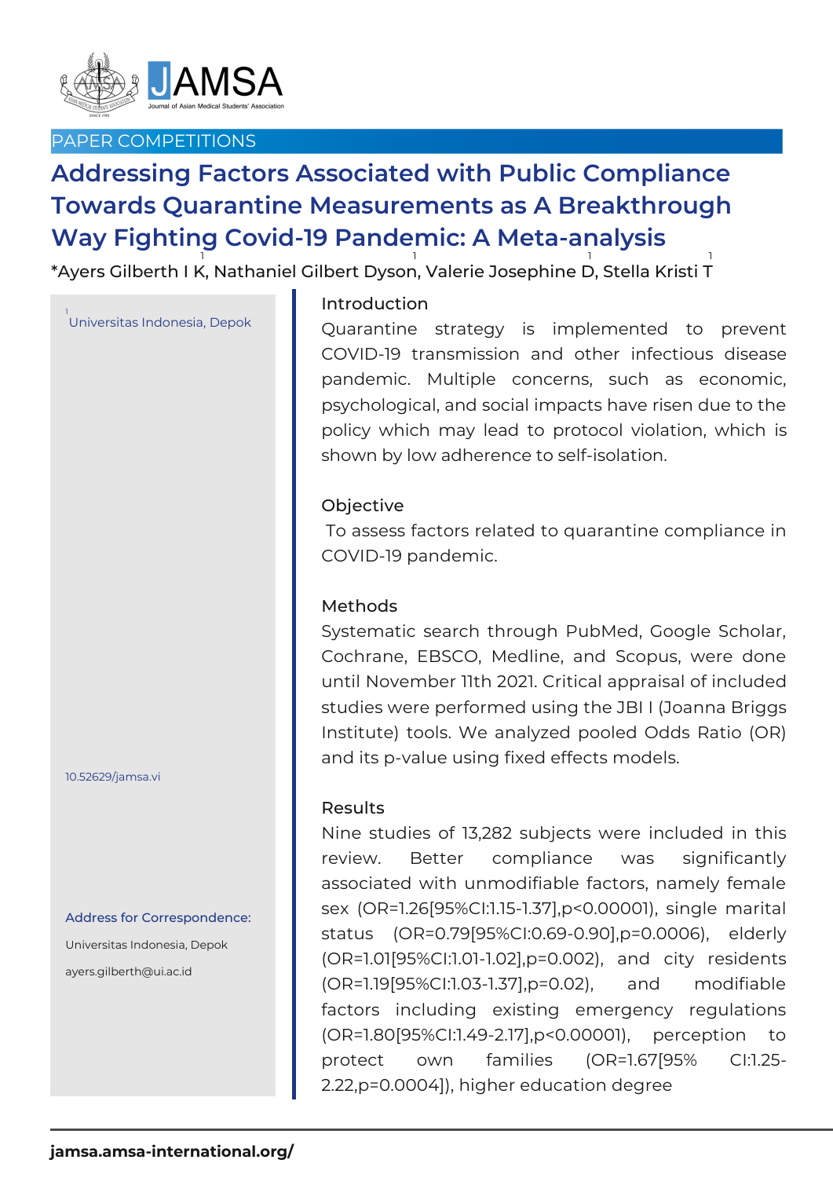PAPER COMPETITIONS

# Addressing Factors Associated with Public Compliance Towards Quarantine Measurements as A Breakthrough Way Fighting Covid-19 Pandemic: A Meta-analysis

*Ayers Gilberth I K[1], Nathaniel Gilbert Dyson[1], Valerie Josephine D[1], Stella Kristi T[1]

[1] Universitas Indonesia, Depok

10.52629/jamsa.vi

**Address for Correspondence:**

Universitas Indonesia, Depok

ayers.gilberth@ui.ac.id

## Introduction

Quarantine strategy is implemented to prevent COVID-19 transmission and other infectious disease pandemic. Multiple concerns, such as economic, psychological, and social impacts have risen due to the policy which may lead to protocol violation, which is shown by low adherence to self-isolation.

## Objective

To assess factors related to quarantine compliance in COVID-19 pandemic.

## Methods

Systematic search through PubMed, Google Scholar, Cochrane, EBSCO, Medline, and Scopus, were done until November 11th 2021. Critical appraisal of included studies were performed using the JBI I (Joanna Briggs Institute) tools. We analyzed pooled Odds Ratio (OR) and its p-value using fixed effects models.

## Results

Nine studies of 13,282 subjects were included in this review. Better compliance was significantly associated with unmodifiable factors, namely female sex (OR=1.26[95%CI:1.15-1.37],p<0.00001), single marital status (OR=0.79[95%CI:0.69-0.90],p=0.0006), elderly (OR=1.01[95%CI:1.01-1.02],p=0.002), and city residents (OR=1.19[95%CI:1.03-1.37],p=0.02), and modifiable factors including existing emergency regulations (OR=1.80[95%CI:1.49-2.17],p<0.00001), perception to protect own families (OR=1.67[95% CI:1.25-2.22,p=0.0004]), higher education degree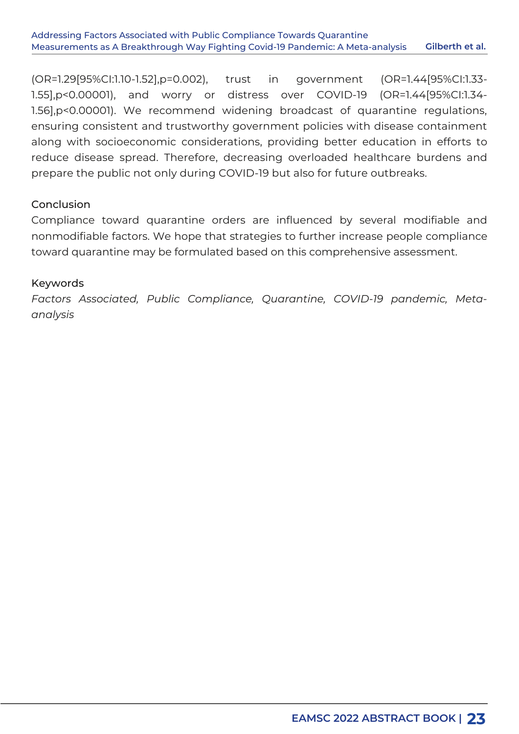(OR=1.29[95%CI:1.10-1.52],p=0.002), trust in government (OR=1.44[95%CI:1.33-1.55],p<0.00001), and worry or distress over COVID-19 (OR=1.44[95%CI:1.34-1.56],p<0.00001). We recommend widening broadcast of quarantine regulations, ensuring consistent and trustworthy government policies with disease containment along with socioeconomic considerations, providing better education in efforts to reduce disease spread. Therefore, decreasing overloaded healthcare burdens and prepare the public not only during COVID-19 but also for future outbreaks.

## Conclusion

Compliance toward quarantine orders are influenced by several modifiable and nonmodifiable factors. We hope that strategies to further increase people compliance toward quarantine may be formulated based on this comprehensive assessment.

## Keywords

*Factors Associated, Public Compliance, Quarantine, COVID-19 pandemic, Meta-analysis*